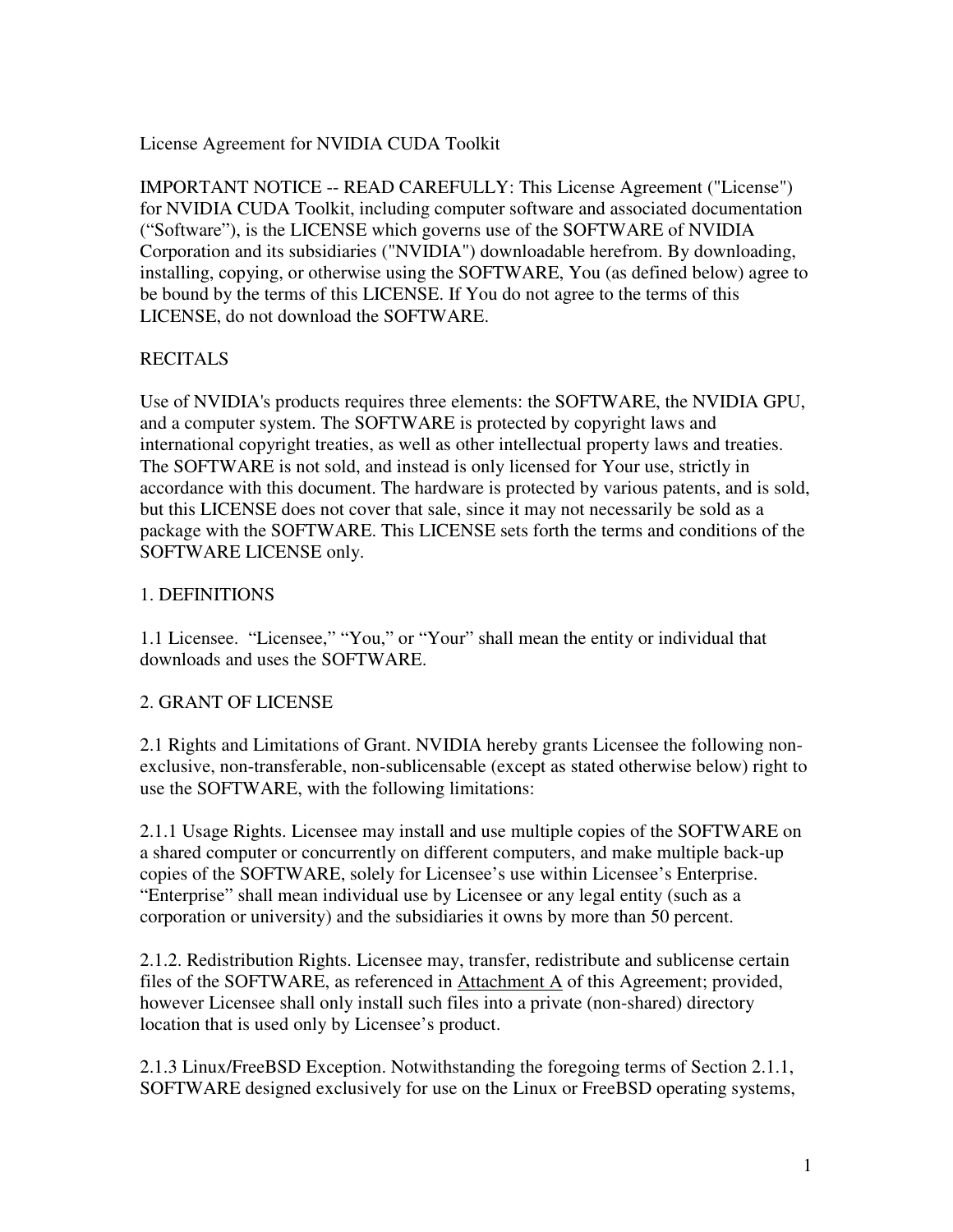# License Agreement for NVIDIA CUDA Toolkit

IMPORTANT NOTICE -- READ CAREFULLY: This License Agreement ("License") for NVIDIA CUDA Toolkit, including computer software and associated documentation ("Software"), is the LICENSE which governs use of the SOFTWARE of NVIDIA Corporation and its subsidiaries ("NVIDIA") downloadable herefrom. By downloading, installing, copying, or otherwise using the SOFTWARE, You (as defined below) agree to be bound by the terms of this LICENSE. If You do not agree to the terms of this LICENSE, do not download the SOFTWARE.

## RECITALS

Use of NVIDIA's products requires three elements: the SOFTWARE, the NVIDIA GPU, and a computer system. The SOFTWARE is protected by copyright laws and international copyright treaties, as well as other intellectual property laws and treaties. The SOFTWARE is not sold, and instead is only licensed for Your use, strictly in accordance with this document. The hardware is protected by various patents, and is sold, but this LICENSE does not cover that sale, since it may not necessarily be sold as a package with the SOFTWARE. This LICENSE sets forth the terms and conditions of the SOFTWARE LICENSE only.

## 1. DEFINITIONS

1.1 Licensee. "Licensee," "You," or "Your" shall mean the entity or individual that downloads and uses the SOFTWARE.

## 2. GRANT OF LICENSE

2.1 Rights and Limitations of Grant. NVIDIA hereby grants Licensee the following non-exclusive, non-transferable, non-sublicensable (except as stated otherwise below) right to use the SOFTWARE, with the following limitations:

2.1.1 Usage Rights. Licensee may install and use multiple copies of the SOFTWARE on a shared computer or concurrently on different computers, and make multiple back-up copies of the SOFTWARE, solely for Licensee's use within Licensee's Enterprise. "Enterprise" shall mean individual use by Licensee or any legal entity (such as a corporation or university) and the subsidiaries it owns by more than 50 percent.

2.1.2. Redistribution Rights. Licensee may, transfer, redistribute and sublicense certain files of the SOFTWARE, as referenced in Attachment A of this Agreement; provided, however Licensee shall only install such files into a private (non-shared) directory location that is used only by Licensee's product.

2.1.3 Linux/FreeBSD Exception. Notwithstanding the foregoing terms of Section 2.1.1, SOFTWARE designed exclusively for use on the Linux or FreeBSD operating systems,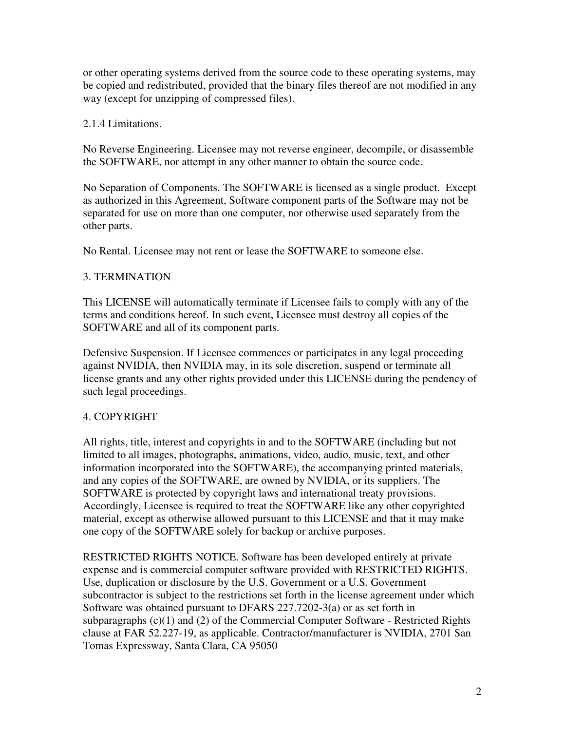or other operating systems derived from the source code to these operating systems, may be copied and redistributed, provided that the binary files thereof are not modified in any way (except for unzipping of compressed files).

2.1.4 Limitations.

No Reverse Engineering. Licensee may not reverse engineer, decompile, or disassemble the SOFTWARE, nor attempt in any other manner to obtain the source code.

No Separation of Components. The SOFTWARE is licensed as a single product. Except as authorized in this Agreement, Software component parts of the Software may not be separated for use on more than one computer, nor otherwise used separately from the other parts.

No Rental. Licensee may not rent or lease the SOFTWARE to someone else.

## 3. TERMINATION

This LICENSE will automatically terminate if Licensee fails to comply with any of the terms and conditions hereof. In such event, Licensee must destroy all copies of the SOFTWARE and all of its component parts.

Defensive Suspension. If Licensee commences or participates in any legal proceeding against NVIDIA, then NVIDIA may, in its sole discretion, suspend or terminate all license grants and any other rights provided under this LICENSE during the pendency of such legal proceedings.

## 4. COPYRIGHT

All rights, title, interest and copyrights in and to the SOFTWARE (including but not limited to all images, photographs, animations, video, audio, music, text, and other information incorporated into the SOFTWARE), the accompanying printed materials, and any copies of the SOFTWARE, are owned by NVIDIA, or its suppliers. The SOFTWARE is protected by copyright laws and international treaty provisions. Accordingly, Licensee is required to treat the SOFTWARE like any other copyrighted material, except as otherwise allowed pursuant to this LICENSE and that it may make one copy of the SOFTWARE solely for backup or archive purposes.

RESTRICTED RIGHTS NOTICE. Software has been developed entirely at private expense and is commercial computer software provided with RESTRICTED RIGHTS. Use, duplication or disclosure by the U.S. Government or a U.S. Government subcontractor is subject to the restrictions set forth in the license agreement under which Software was obtained pursuant to DFARS 227.7202-3(a) or as set forth in subparagraphs (c)(1) and (2) of the Commercial Computer Software - Restricted Rights clause at FAR 52.227-19, as applicable. Contractor/manufacturer is NVIDIA, 2701 San Tomas Expressway, Santa Clara, CA 95050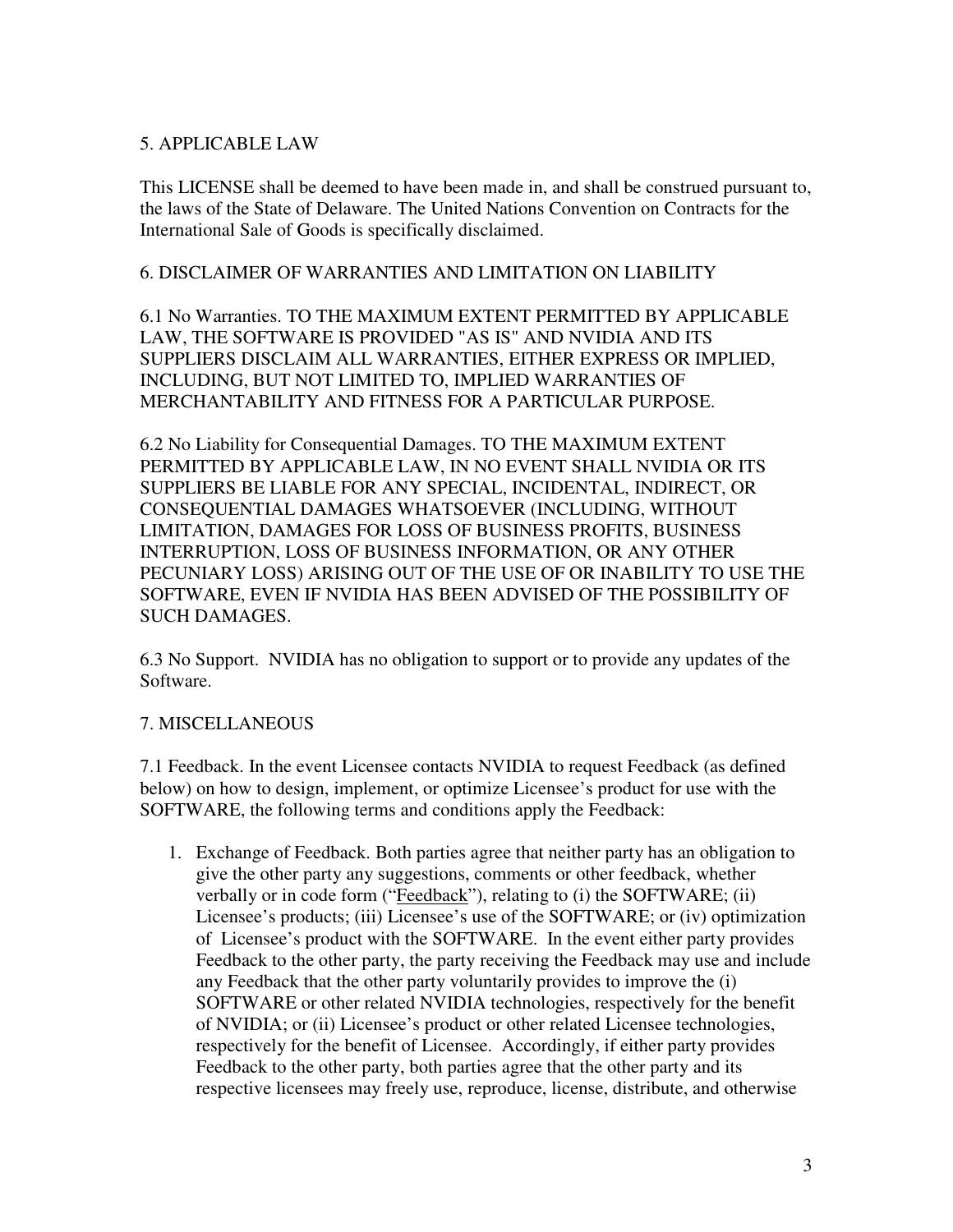## 5. APPLICABLE LAW

This LICENSE shall be deemed to have been made in, and shall be construed pursuant to, the laws of the State of Delaware. The United Nations Convention on Contracts for the International Sale of Goods is specifically disclaimed.

## 6. DISCLAIMER OF WARRANTIES AND LIMITATION ON LIABILITY

6.1 No Warranties. TO THE MAXIMUM EXTENT PERMITTED BY APPLICABLE LAW, THE SOFTWARE IS PROVIDED "AS IS" AND NVIDIA AND ITS SUPPLIERS DISCLAIM ALL WARRANTIES, EITHER EXPRESS OR IMPLIED, INCLUDING, BUT NOT LIMITED TO, IMPLIED WARRANTIES OF MERCHANTABILITY AND FITNESS FOR A PARTICULAR PURPOSE.

6.2 No Liability for Consequential Damages. TO THE MAXIMUM EXTENT PERMITTED BY APPLICABLE LAW, IN NO EVENT SHALL NVIDIA OR ITS SUPPLIERS BE LIABLE FOR ANY SPECIAL, INCIDENTAL, INDIRECT, OR CONSEQUENTIAL DAMAGES WHATSOEVER (INCLUDING, WITHOUT LIMITATION, DAMAGES FOR LOSS OF BUSINESS PROFITS, BUSINESS INTERRUPTION, LOSS OF BUSINESS INFORMATION, OR ANY OTHER PECUNIARY LOSS) ARISING OUT OF THE USE OF OR INABILITY TO USE THE SOFTWARE, EVEN IF NVIDIA HAS BEEN ADVISED OF THE POSSIBILITY OF SUCH DAMAGES.

6.3 No Support. NVIDIA has no obligation to support or to provide any updates of the Software.

## 7. MISCELLANEOUS

7.1 Feedback. In the event Licensee contacts NVIDIA to request Feedback (as defined below) on how to design, implement, or optimize Licensee's product for use with the SOFTWARE, the following terms and conditions apply the Feedback:

1. Exchange of Feedback. Both parties agree that neither party has an obligation to give the other party any suggestions, comments or other feedback, whether verbally or in code form ("Feedback"), relating to (i) the SOFTWARE; (ii) Licensee's products; (iii) Licensee's use of the SOFTWARE; or (iv) optimization of Licensee's product with the SOFTWARE. In the event either party provides Feedback to the other party, the party receiving the Feedback may use and include any Feedback that the other party voluntarily provides to improve the (i) SOFTWARE or other related NVIDIA technologies, respectively for the benefit of NVIDIA; or (ii) Licensee's product or other related Licensee technologies, respectively for the benefit of Licensee. Accordingly, if either party provides Feedback to the other party, both parties agree that the other party and its respective licensees may freely use, reproduce, license, distribute, and otherwise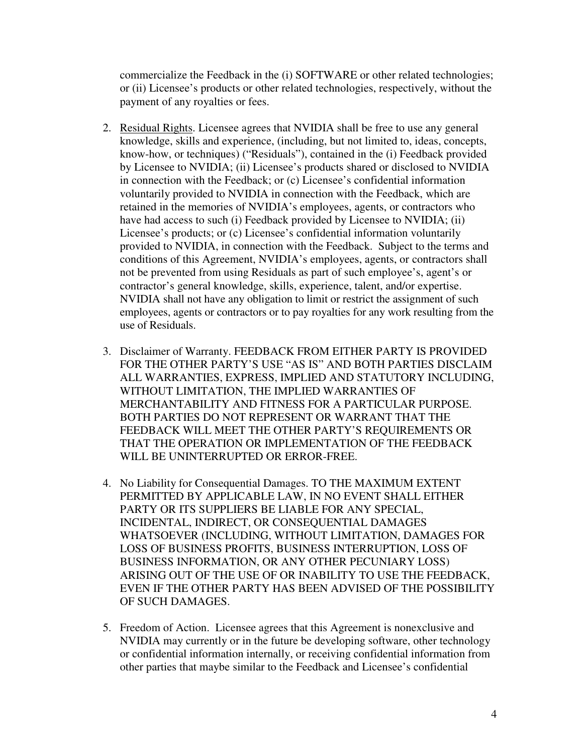commercialize the Feedback in the (i) SOFTWARE or other related technologies; or (ii) Licensee's products or other related technologies, respectively, without the payment of any royalties or fees.

2. Residual Rights. Licensee agrees that NVIDIA shall be free to use any general knowledge, skills and experience, (including, but not limited to, ideas, concepts, know-how, or techniques) ("Residuals"), contained in the (i) Feedback provided by Licensee to NVIDIA; (ii) Licensee's products shared or disclosed to NVIDIA in connection with the Feedback; or (c) Licensee's confidential information voluntarily provided to NVIDIA in connection with the Feedback, which are retained in the memories of NVIDIA's employees, agents, or contractors who have had access to such (i) Feedback provided by Licensee to NVIDIA; (ii) Licensee's products; or (c) Licensee's confidential information voluntarily provided to NVIDIA, in connection with the Feedback. Subject to the terms and conditions of this Agreement, NVIDIA's employees, agents, or contractors shall not be prevented from using Residuals as part of such employee's, agent's or contractor's general knowledge, skills, experience, talent, and/or expertise. NVIDIA shall not have any obligation to limit or restrict the assignment of such employees, agents or contractors or to pay royalties for any work resulting from the use of Residuals.

3. Disclaimer of Warranty. FEEDBACK FROM EITHER PARTY IS PROVIDED FOR THE OTHER PARTY'S USE "AS IS" AND BOTH PARTIES DISCLAIM ALL WARRANTIES, EXPRESS, IMPLIED AND STATUTORY INCLUDING, WITHOUT LIMITATION, THE IMPLIED WARRANTIES OF MERCHANTABILITY AND FITNESS FOR A PARTICULAR PURPOSE. BOTH PARTIES DO NOT REPRESENT OR WARRANT THAT THE FEEDBACK WILL MEET THE OTHER PARTY'S REQUIREMENTS OR THAT THE OPERATION OR IMPLEMENTATION OF THE FEEDBACK WILL BE UNINTERRUPTED OR ERROR-FREE.

4. No Liability for Consequential Damages. TO THE MAXIMUM EXTENT PERMITTED BY APPLICABLE LAW, IN NO EVENT SHALL EITHER PARTY OR ITS SUPPLIERS BE LIABLE FOR ANY SPECIAL, INCIDENTAL, INDIRECT, OR CONSEQUENTIAL DAMAGES WHATSOEVER (INCLUDING, WITHOUT LIMITATION, DAMAGES FOR LOSS OF BUSINESS PROFITS, BUSINESS INTERRUPTION, LOSS OF BUSINESS INFORMATION, OR ANY OTHER PECUNIARY LOSS) ARISING OUT OF THE USE OF OR INABILITY TO USE THE FEEDBACK, EVEN IF THE OTHER PARTY HAS BEEN ADVISED OF THE POSSIBILITY OF SUCH DAMAGES.

5. Freedom of Action. Licensee agrees that this Agreement is nonexclusive and NVIDIA may currently or in the future be developing software, other technology or confidential information internally, or receiving confidential information from other parties that maybe similar to the Feedback and Licensee's confidential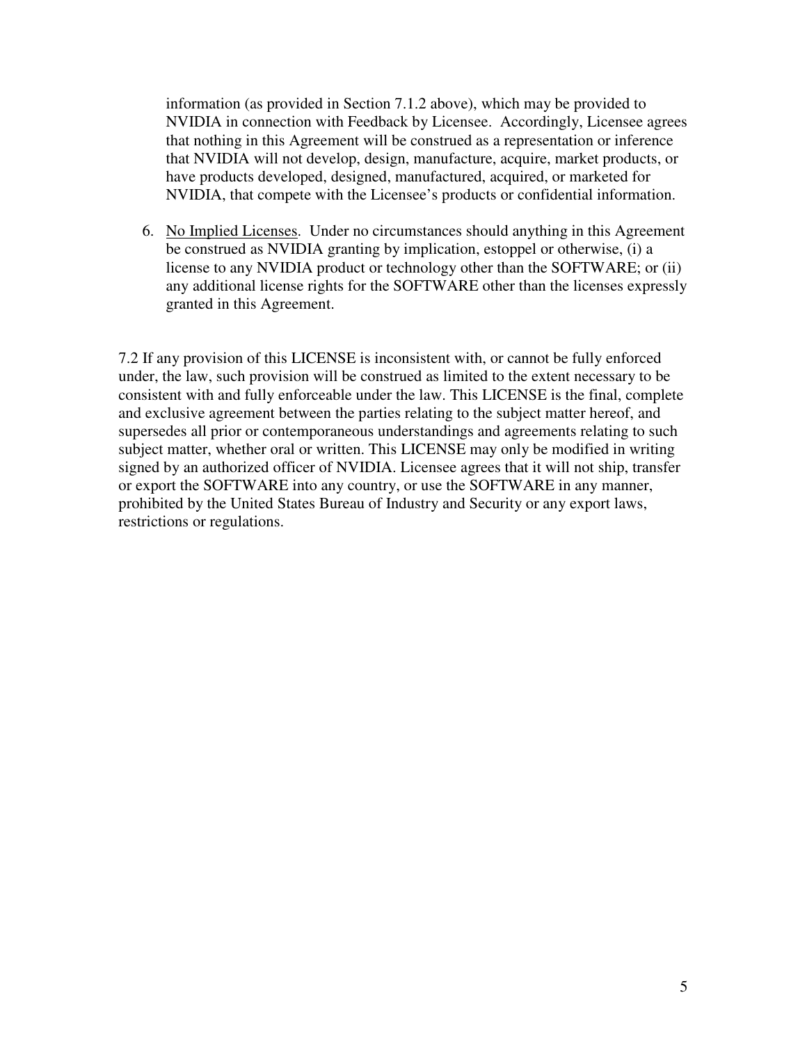information (as provided in Section 7.1.2 above), which may be provided to NVIDIA in connection with Feedback by Licensee. Accordingly, Licensee agrees that nothing in this Agreement will be construed as a representation or inference that NVIDIA will not develop, design, manufacture, acquire, market products, or have products developed, designed, manufactured, acquired, or marketed for NVIDIA, that compete with the Licensee's products or confidential information.

6. No Implied Licenses. Under no circumstances should anything in this Agreement be construed as NVIDIA granting by implication, estoppel or otherwise, (i) a license to any NVIDIA product or technology other than the SOFTWARE; or (ii) any additional license rights for the SOFTWARE other than the licenses expressly granted in this Agreement.

7.2 If any provision of this LICENSE is inconsistent with, or cannot be fully enforced under, the law, such provision will be construed as limited to the extent necessary to be consistent with and fully enforceable under the law. This LICENSE is the final, complete and exclusive agreement between the parties relating to the subject matter hereof, and supersedes all prior or contemporaneous understandings and agreements relating to such subject matter, whether oral or written. This LICENSE may only be modified in writing signed by an authorized officer of NVIDIA. Licensee agrees that it will not ship, transfer or export the SOFTWARE into any country, or use the SOFTWARE in any manner, prohibited by the United States Bureau of Industry and Security or any export laws, restrictions or regulations.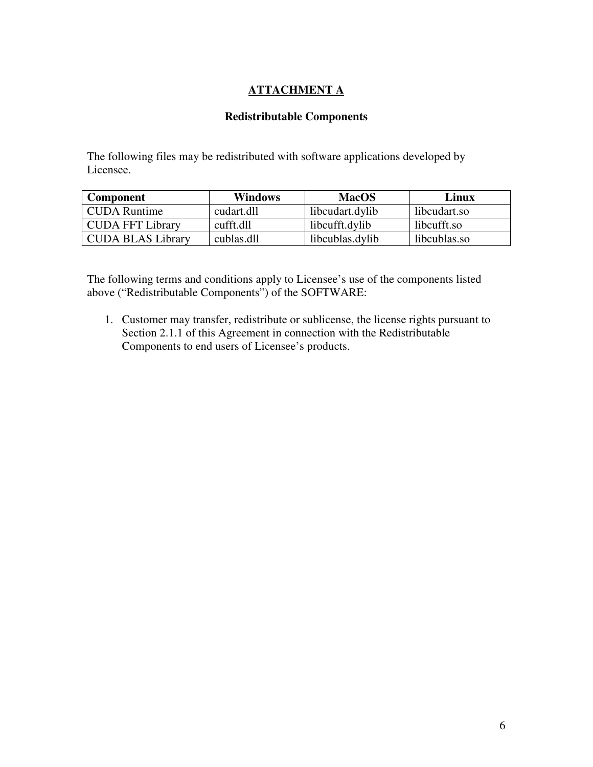# ATTACHMENT A

## Redistributable Components

The following files may be redistributed with software applications developed by Licensee.

| Component | Windows | MacOS | Linux |
|---|---|---|---|
| CUDA Runtime | cudart.dll | libcudart.dylib | libcudart.so |
| CUDA FFT Library | cufft.dll | libcufft.dylib | libcufft.so |
| CUDA BLAS Library | cublas.dll | libcublas.dylib | libcublas.so |

The following terms and conditions apply to Licensee's use of the components listed above ("Redistributable Components") of the SOFTWARE:

1. Customer may transfer, redistribute or sublicense, the license rights pursuant to Section 2.1.1 of this Agreement in connection with the Redistributable Components to end users of Licensee's products.